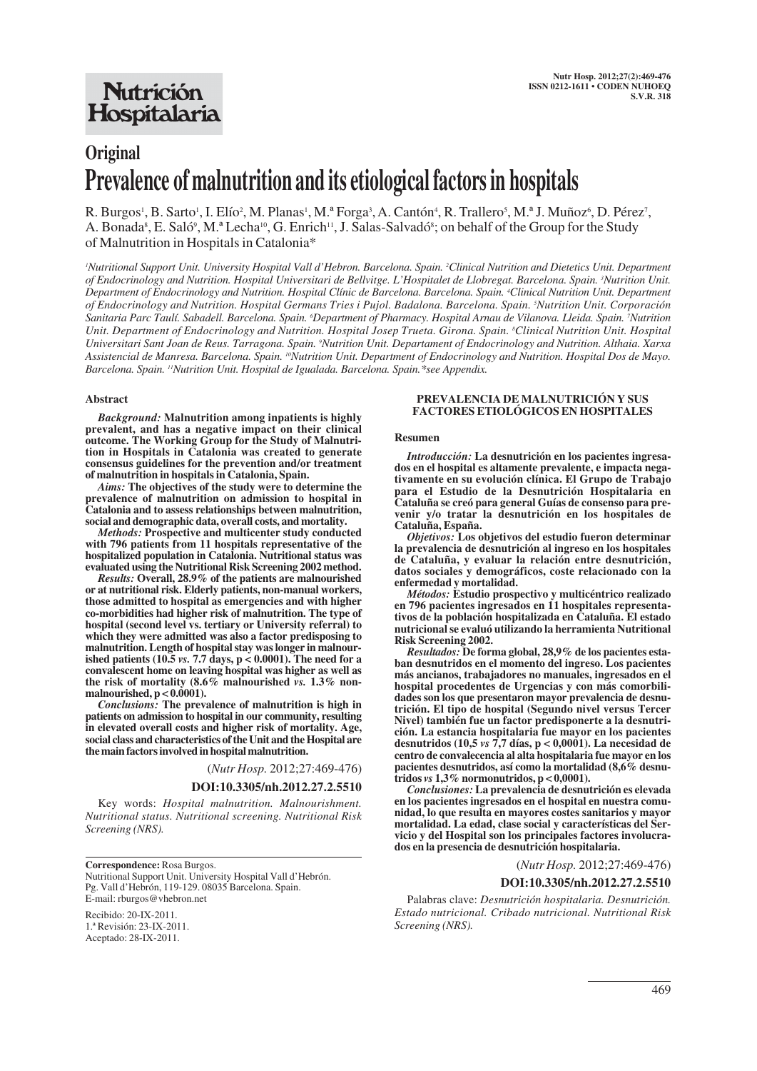**Original**

# Prevalence of malnutrition and its etiological factors in hospitals

R. Burgos[1], B. Sarto[1], I. Elío[2], M. Planas[1], M.ª Forga[3], A. Cantón[4], R. Trallero[5], M.ª J. Muñoz[6], D. Pérez[7], A. Bonada[8], E. Saló[9], M.ª Lecha[10], G. Enrich[11], J. Salas-Salvadó[8]; on behalf of the Group for the Study of Malnutrition in Hospitals in Catalonia*

[1]Nutritional Support Unit. University Hospital Vall d'Hebron. Barcelona. Spain. [2]Clinical Nutrition and Dietetics Unit. Department of Endocrinology and Nutrition. Hospital Universitari de Bellvitge. L'Hospitalet de Llobregat. Barcelona. Spain. [3]Nutrition Unit. Department of Endocrinology and Nutrition. Hospital Clínic de Barcelona. Barcelona. Spain. [4]Clinical Nutrition Unit. Department of Endocrinology and Nutrition. Hospital Germans Tries i Pujol. Badalona. Barcelona. Spain. [5]Nutrition Unit. Corporación Sanitaria Parc Taulí. Sabadell. Barcelona. Spain. [6]Department of Pharmacy. Hospital Arnau de Vilanova. Lleida. Spain. [7]Nutrition Unit. Department of Endocrinology and Nutrition. Hospital Josep Trueta. Girona. Spain. [8]Clinical Nutrition Unit. Hospital Universitari Sant Joan de Reus. Tarragona. Spain. [9]Nutrition Unit. Departament of Endocrinology and Nutrition. Althaia. Xarxa Assistencial de Manresa. Barcelona. Spain. [10]Nutrition Unit. Department of Endocrinology and Nutrition. Hospital Dos de Mayo. Barcelona. Spain. [11]Nutrition Unit. Hospital de Igualada. Barcelona. Spain.*see Appendix.

## Abstract

***Background:*** **Malnutrition among inpatients is highly prevalent, and has a negative impact on their clinical outcome. The Working Group for the Study of Malnutrition in Hospitals in Catalonia was created to generate consensus guidelines for the prevention and/or treatment of malnutrition in hospitals in Catalonia, Spain.**

***Aims:*** **The objectives of the study were to determine the prevalence of malnutrition on admission to hospital in Catalonia and to assess relationships between malnutrition, social and demographic data, overall costs, and mortality.**

***Methods:*** **Prospective and multicenter study conducted with 796 patients from 11 hospitals representative of the hospitalized population in Catalonia. Nutritional status was evaluated using the Nutritional Risk Screening 2002 method.**

***Results:*** **Overall, 28.9% of the patients are malnourished or at nutritional risk. Elderly patients, non-manual workers, those admitted to hospital as emergencies and with higher co-morbidities had higher risk of malnutrition. The type of hospital (second level vs. tertiary or University referral) to which they were admitted was also a factor predisposing to malnutrition. Length of hospital stay was longer in malnourished patients (10.5 *vs.* 7.7 days, $p < 0.0001$). The need for a convalescent home on leaving hospital was higher as well as the risk of mortality (8.6% malnourished *vs.* 1.3% non-malnourished, $p < 0.0001$).**

***Conclusions:*** **The prevalence of malnutrition is high in patients on admission to hospital in our community, resulting in elevated overall costs and higher risk of mortality. Age, social class and characteristics of the Unit and the Hospital are the main factors involved in hospital malnutrition.**

(*Nutr Hosp.* 2012;27:469-476)

**DOI:10.3305/nh.2012.27.2.5510**

Key words: *Hospital malnutrition. Malnourishment. Nutritional status. Nutritional screening. Nutritional Risk Screening (NRS).*

**Correspondence:** Rosa Burgos.
Nutritional Support Unit. University Hospital Vall d'Hebrón.
Pg. Vall d'Hebrón, 119-129. 08035 Barcelona. Spain.
E-mail: rburgos@vhebron.net

Recibido: 20-IX-2011.
1.ª Revisión: 23-IX-2011.
Aceptado: 28-IX-2011.

## PREVALENCIA DE MALNUTRICIÓN Y SUS FACTORES ETIOLÓGICOS EN HOSPITALES

### Resumen

***Introducción:*** **La desnutrición en los pacientes ingresados en el hospital es altamente prevalente, e impacta negativamente en su evolución clínica. El Grupo de Trabajo para el Estudio de la Desnutrición Hospitalaria en Cataluña se creó para general Guías de consenso para prevenir y/o tratar la desnutrición en los hospitales de Cataluña, España.**

***Objetivos:*** **Los objetivos del estudio fueron determinar la prevalencia de desnutrición al ingreso en los hospitales de Cataluña, y evaluar la relación entre desnutrición, datos sociales y demográficos, coste relacionado con la enfermedad y mortalidad.**

***Métodos:*** **Estudio prospectivo y multicéntrico realizado en 796 pacientes ingresados en 11 hospitales representativos de la población hospitalizada en Cataluña. El estado nutricional se evaluó utilizando la herramienta Nutritional Risk Screening 2002.**

***Resultados:*** **De forma global, 28,9% de los pacientes estaban desnutridos en el momento del ingreso. Los pacientes más ancianos, trabajadores no manuales, ingresados en el hospital procedentes de Urgencias y con más comorbilidades son los que presentaron mayor prevalencia de desnutrición. El tipo de hospital (Segundo nivel versus Tercer Nivel) también fue un factor predisponente a la desnutrición. La estancia hospitalaria fue mayor en los pacientes desnutridos (10,5 *vs* 7,7 días, $p < 0,0001$). La necesidad de centro de convalecencia al alta hospitalaria fue mayor en los pacientes desnutridos, así como la mortalidad (8,6% desnutridos *vs* 1,3% normonutridos, $p < 0,0001$).**

***Conclusiones:*** **La prevalencia de desnutrición es elevada en los pacientes ingresados en el hospital en nuestra comunidad, lo que resulta en mayores costes sanitarios y mayor mortalidad. La edad, clase social y características del Servicio y del Hospital son los principales factores involucrados en la presencia de desnutrición hospitalaria.**

(*Nutr Hosp.* 2012;27:469-476)

**DOI:10.3305/nh.2012.27.2.5510**

Palabras clave: *Desnutrición hospitalaria. Desnutrición. Estado nutricional. Cribado nutricional. Nutritional Risk Screening (NRS).*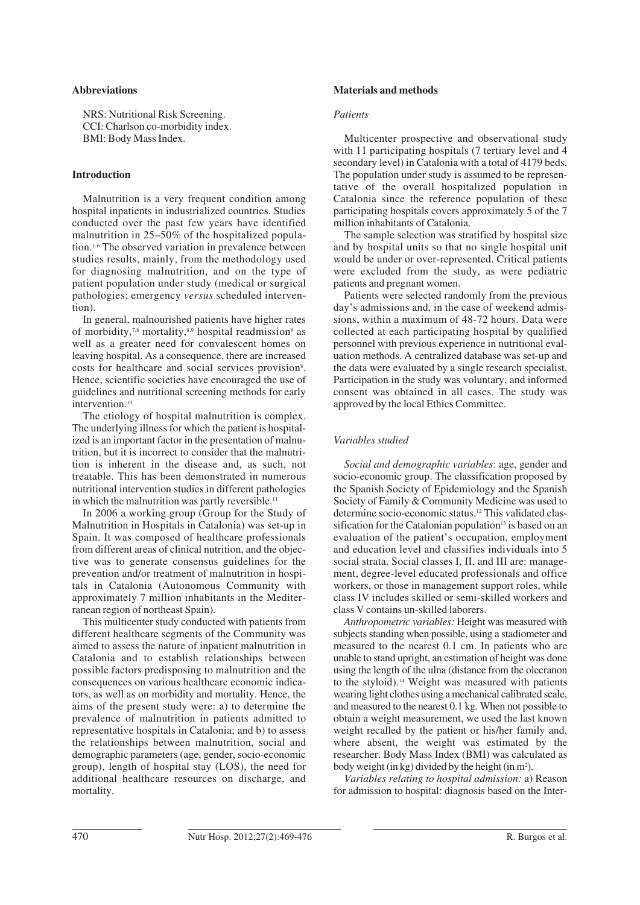## Abbreviations

NRS: Nutritional Risk Screening.
CCI: Charlson co-morbidity index.
BMI: Body Mass Index.

## Introduction

Malnutrition is a very frequent condition among hospital inpatients in industrialized countries. Studies conducted over the past few years have identified malnutrition in 25–50% of the hospitalized population.[1-6] The observed variation in prevalence between studies results, mainly, from the methodology used for diagnosing malnutrition, and on the type of patient population under study (medical or surgical pathologies; emergency *versus* scheduled intervention).

In general, malnourished patients have higher rates of morbidity,[7,8] mortality,[8,9] hospital readmission[8] as well as a greater need for convalescent homes on leaving hospital. As a consequence, there are increased costs for healthcare and social services provision[8]. Hence, scientific societies have encouraged the use of guidelines and nutritional screening methods for early intervention.[10]

The etiology of hospital malnutrition is complex. The underlying illness for which the patient is hospitalized is an important factor in the presentation of malnutrition, but it is incorrect to consider that the malnutrition is inherent in the disease and, as such, not treatable. This has been demonstrated in numerous nutritional intervention studies in different pathologies in which the malnutrition was partly reversible.[11]

In 2006 a working group (Group for the Study of Malnutrition in Hospitals in Catalonia) was set-up in Spain. It was composed of healthcare professionals from different areas of clinical nutrition, and the objective was to generate consensus guidelines for the prevention and/or treatment of malnutrition in hospitals in Catalonia (Autonomous Community with approximately 7 million inhabitants in the Mediterranean region of northeast Spain).

This multicenter study conducted with patients from different healthcare segments of the Community was aimed to assess the nature of inpatient malnutrition in Catalonia and to establish relationships between possible factors predisposing to malnutrition and the consequences on various healthcare economic indicators, as well as on morbidity and mortality. Hence, the aims of the present study were: a) to determine the prevalence of malnutrition in patients admitted to representative hospitals in Catalonia; and b) to assess the relationships between malnutrition, social and demographic parameters (age, gender, socio-economic group), length of hospital stay (LOS), the need for additional healthcare resources on discharge, and mortality.

## Materials and methods

### *Patients*

Multicenter prospective and observational study with 11 participating hospitals (7 tertiary level and 4 secondary level) in Catalonia with a total of 4179 beds. The population under study is assumed to be representative of the overall hospitalized population in Catalonia since the reference population of these participating hospitals covers approximately 5 of the 7 million inhabitants of Catalonia.

The sample selection was stratified by hospital size and by hospital units so that no single hospital unit would be under or over-represented. Critical patients were excluded from the study, as were pediatric patients and pregnant women.

Patients were selected randomly from the previous day's admissions and, in the case of weekend admissions, within a maximum of 48-72 hours. Data were collected at each participating hospital by qualified personnel with previous experience in nutritional evaluation methods. A centralized database was set-up and the data were evaluated by a single research specialist. Participation in the study was voluntary, and informed consent was obtained in all cases. The study was approved by the local Ethics Committee.

### *Variables studied*

*Social and demographic variables*: age, gender and socio-economic group. The classification proposed by the Spanish Society of Epidemiology and the Spanish Society of Family & Community Medicine was used to determine socio-economic status.[12] This validated classification for the Catalonian population[13] is based on an evaluation of the patient's occupation, employment and education level and classifies individuals into 5 social strata. Social classes I, II, and III are: management, degree-level educated professionals and office workers, or those in management support roles, while class IV includes skilled or semi-skilled workers and class V contains un-skilled laborers.

*Anthropometric variables:* Height was measured with subjects standing when possible, using a stadiometer and measured to the nearest 0.1 cm. In patients who are unable to stand upright, an estimation of height was done using the length of the ulna (distance from the olecranon to the styloid).[14] Weight was measured with patients wearing light clothes using a mechanical calibrated scale, and measured to the nearest 0.1 kg. When not possible to obtain a weight measurement, we used the last known weight recalled by the patient or his/her family and, where absent, the weight was estimated by the researcher. Body Mass Index (BMI) was calculated as body weight (in kg) divided by the height (in $m^2$).

*Variables relating to hospital admission:* a) Reason for admission to hospital: diagnosis based on the Inter-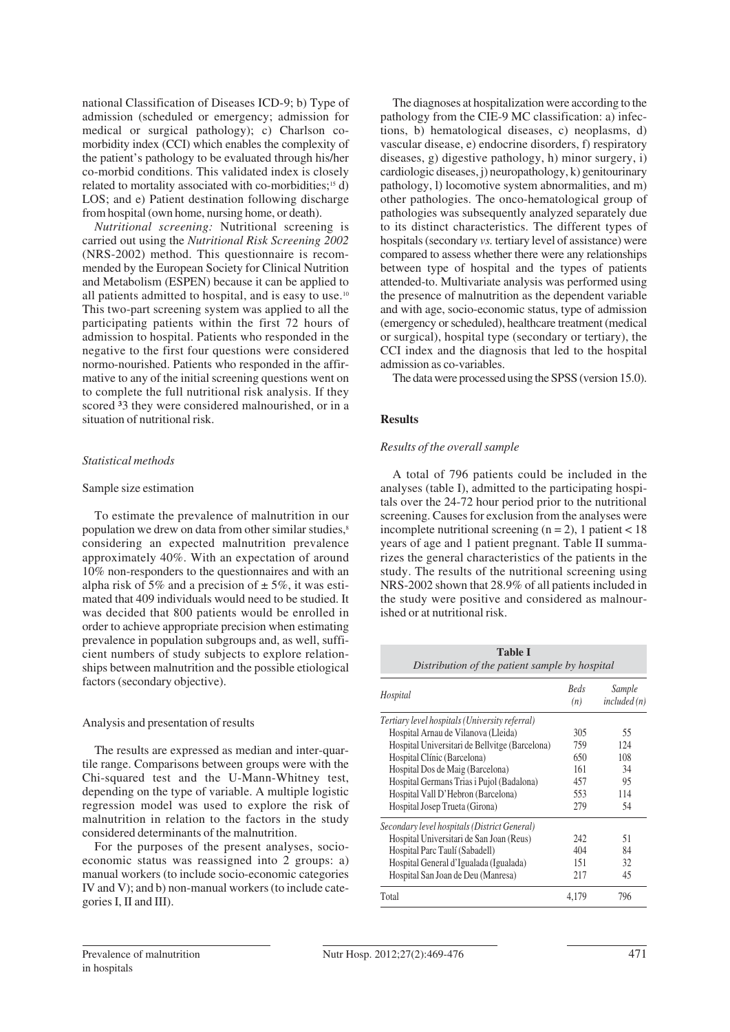national Classification of Diseases ICD-9; b) Type of admission (scheduled or emergency; admission for medical or surgical pathology); c) Charlson co-morbidity index (CCI) which enables the complexity of the patient's pathology to be evaluated through his/her co-morbid conditions. This validated index is closely related to mortality associated with co-morbidities;[15] d) LOS; and e) Patient destination following discharge from hospital (own home, nursing home, or death).

*Nutritional screening:* Nutritional screening is carried out using the *Nutritional Risk Screening 2002* (NRS-2002) method. This questionnaire is recommended by the European Society for Clinical Nutrition and Metabolism (ESPEN) because it can be applied to all patients admitted to hospital, and is easy to use.[10] This two-part screening system was applied to all the participating patients within the first 72 hours of admission to hospital. Patients who responded in the negative to the first four questions were considered normo-nourished. Patients who responded in the affirmative to any of the initial screening questions went on to complete the full nutritional risk analysis. If they scored ³3 they were considered malnourished, or in a situation of nutritional risk.

### *Statistical methods*

#### Sample size estimation

To estimate the prevalence of malnutrition in our population we drew on data from other similar studies,[8] considering an expected malnutrition prevalence approximately 40%. With an expectation of around 10% non-responders to the questionnaires and with an alpha risk of 5% and a precision of ± 5%, it was estimated that 409 individuals would need to be studied. It was decided that 800 patients would be enrolled in order to achieve appropriate precision when estimating prevalence in population subgroups and, as well, sufficient numbers of study subjects to explore relationships between malnutrition and the possible etiological factors (secondary objective).

#### Analysis and presentation of results

The results are expressed as median and inter-quartile range. Comparisons between groups were with the Chi-squared test and the U-Mann-Whitney test, depending on the type of variable. A multiple logistic regression model was used to explore the risk of malnutrition in relation to the factors in the study considered determinants of the malnutrition.

For the purposes of the present analyses, socio-economic status was reassigned into 2 groups: a) manual workers (to include socio-economic categories IV and V); and b) non-manual workers (to include categories I, II and III).

The diagnoses at hospitalization were according to the pathology from the CIE-9 MC classification: a) infections, b) hematological diseases, c) neoplasms, d) vascular disease, e) endocrine disorders, f) respiratory diseases, g) digestive pathology, h) minor surgery, i) cardiologic diseases, j) neuropathology, k) genitourinary pathology, l) locomotive system abnormalities, and m) other pathologies. The onco-hematological group of pathologies was subsequently analyzed separately due to its distinct characteristics. The different types of hospitals (secondary *vs.* tertiary level of assistance) were compared to assess whether there were any relationships between type of hospital and the types of patients attended-to. Multivariate analysis was performed using the presence of malnutrition as the dependent variable and with age, socio-economic status, type of admission (emergency or scheduled), healthcare treatment (medical or surgical), hospital type (secondary or tertiary), the CCI index and the diagnosis that led to the hospital admission as co-variables.

The data were processed using the SPSS (version 15.0).

## Results

### *Results of the overall sample*

A total of 796 patients could be included in the analyses (table I), admitted to the participating hospitals over the 24-72 hour period prior to the nutritional screening. Causes for exclusion from the analyses were incomplete nutritional screening (n = 2), 1 patient < 18 years of age and 1 patient pregnant. Table II summarizes the general characteristics of the patients in the study. The results of the nutritional screening using NRS-2002 shown that 28.9% of all patients included in the study were positive and considered as malnourished or at nutritional risk.

**Table I**
*Distribution of the patient sample by hospital*

| *Hospital* | *Beds (n)* | *Sample included (n)* |
|---|---|---|
| *Tertiary level hospitals (University referral)* | | |
| Hospital Arnau de Vilanova (Lleida) | 305 | 55 |
| Hospital Universitari de Bellvitge (Barcelona) | 759 | 124 |
| Hospital Clínic (Barcelona) | 650 | 108 |
| Hospital Dos de Maig (Barcelona) | 161 | 34 |
| Hospital Germans Trias i Pujol (Badalona) | 457 | 95 |
| Hospital Vall D'Hebron (Barcelona) | 553 | 114 |
| Hospital Josep Trueta (Girona) | 279 | 54 |
| *Secondary level hospitals (District General)* | | |
| Hospital Universitari de San Joan (Reus) | 242 | 51 |
| Hospital Parc Taulí (Sabadell) | 404 | 84 |
| Hospital General d'Igualada (Igualada) | 151 | 32 |
| Hospital San Joan de Deu (Manresa) | 217 | 45 |
| Total | 4,179 | 796 |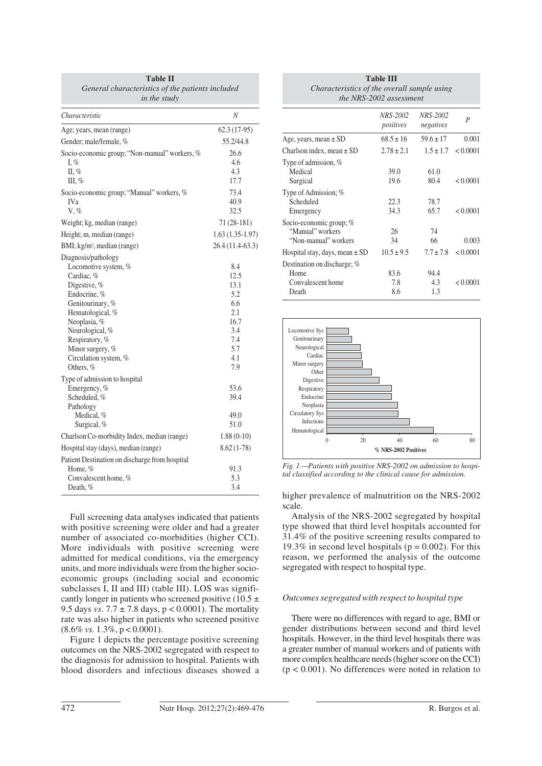**Table II**
*General characteristics of the patients included in the study*

| *Characteristic* | *N* |
|---|---|
| Age; years, mean (range) | 62.3 (17-95) |
| Gender; male/female, % | 55.2/44.8 |
| Socio-economic group; "Non-manual" workers, % | 26.6 |
| I, % | 4.6 |
| II, % | 4.3 |
| III, % | 17.7 |
| Socio-economic group; "Manual" workers, % | 73.4 |
| IVa | 40.9 |
| V, % | 32.5 |
| Weight; kg, median (range) | 71 (28-181) |
| Height; m, median (range) | 1.63 (1.35-1.97) |
| BMI; kg/m², median (range) | 26.4 (11.4-63.3) |
| Diagnosis/pathology | |
| Locomotive system, % | 8.4 |
| Cardiac, % | 12.5 |
| Digestive, % | 13.1 |
| Endocrine, % | 5.2 |
| Genitourinary, % | 6.6 |
| Hematological, % | 2.1 |
| Neoplasia, % | 16.7 |
| Neurological, % | 3.4 |
| Respiratory, % | 7.4 |
| Minor surgery, % | 5.7 |
| Circulation system, % | 4.1 |
| Others, % | 7.9 |
| Type of admission to hospital | |
| Emergency, % | 53.6 |
| Scheduled, % | 39.4 |
| Pathology | |
| Medical, % | 49.0 |
| Surgical, % | 51.0 |
| Charlson Co-morbidity Index, median (range) | 1.88 (0-10) |
| Hospital stay (days), median (range) | 8.62 (1-78) |
| Patient Destination on discharge from hospital | |
| Home, % | 91.3 |
| Convalescent home, % | 5.3 |
| Death, % | 3.4 |

Full screening data analyses indicated that patients with positive screening were older and had a greater number of associated co-morbidities (higher CCI). More individuals with positive screening were admitted for medical conditions, via the emergency units, and more individuals were from the higher socio-economic groups (including social and economic subclasses I, II and III) (table III). LOS was significantly longer in patients who screened positive (10.5 ± 9.5 days *vs*. 7.7 ± 7.8 days, $p < 0.0001$). The mortality rate was also higher in patients who screened positive (8.6% *vs*. 1.3%, $p < 0.0001$).

Figure 1 depicts the percentage positive screening outcomes on the NRS-2002 segregated with respect to the diagnosis for admission to hospital. Patients with blood disorders and infectious diseases showed a higher prevalence of malnutrition on the NRS-2002 scale.

**Table III**
*Characteristics of the overall sample using the NRS-2002 assessment*

| | *NRS-2002 positives* | *NRS-2002 negatives* | *P* |
|---|---|---|---|
| Age, years, mean ± SD | 68.5 ± 16 | 59.6 ± 17 | 0.001 |
| Charlson index, mean ± SD | 2.78 ± 2.1 | 1.5 ± 1.7 | < 0.0001 |
| Type of admission, % | | | |
| Medical | 39.0 | 61.0 | |
| Surgical | 19.6 | 80.4 | < 0.0001 |
| Type of Admission; % | | | |
| Scheduled | 22.3 | 78.7 | |
| Emergency | 34.3 | 65.7 | < 0.0001 |
| Socio-economic group; % | | | |
| "Manual" workers | 26 | 74 | |
| "Non-manual" workers | 34 | 66 | 0.003 |
| Hospital stay, days, mean ± SD | 10.5 ± 9.5 | 7.7 ± 7.8 | < 0.0001 |
| Destination on discharge; % | | | |
| Home | 83.6 | 94.4 | |
| Convalescent home | 7.8 | 4.3 | < 0.0001 |
| Death | 8.6 | 1.3 | |

*Fig. 1.—Patients with positive NRS-2002 on admission to hospital classified according to the clinical cause for admission.*

Analysis of the NRS-2002 segregated by hospital type showed that third level hospitals accounted for 31.4% of the positive screening results compared to 19.3% in second level hospitals ($p = 0.002$). For this reason, we performed the analysis of the outcome segregated with respect to hospital type.

### *Outcomes segregated with respect to hospital type*

There were no differences with regard to age, BMI or gender distributions between second and third level hospitals. However, in the third level hospitals there was a greater number of manual workers and of patients with more complex healthcare needs (higher score on the CCI) ($p < 0.001$). No differences were noted in relation to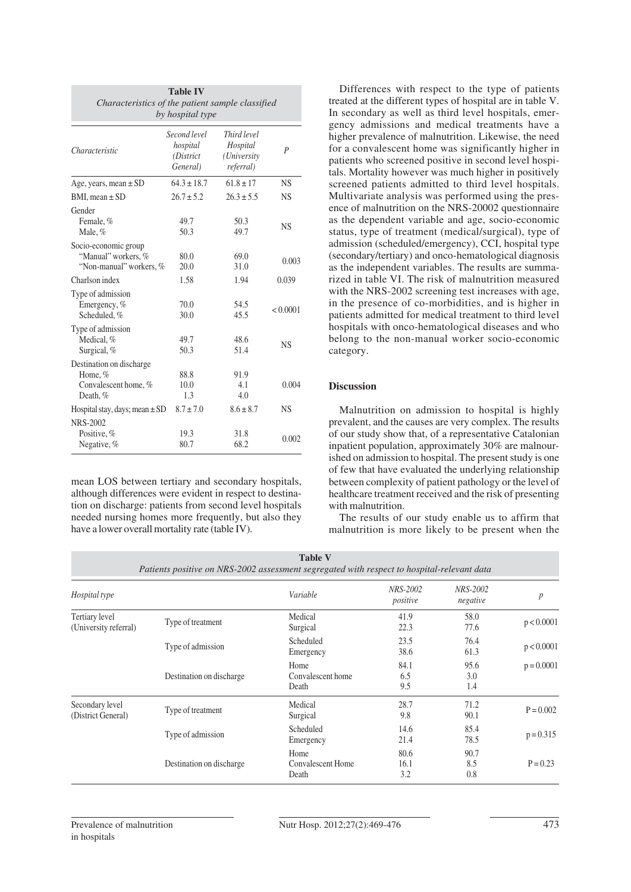**Table IV**
*Characteristics of the patient sample classified by hospital type*

| Characteristic | Second level hospital (District General) | Third level Hospital (University referral) | P |
|---|---|---|---|
| Age, years, mean ± SD | 64.3 ± 18.7 | 61.8 ± 17 | NS |
| BMI, mean ± SD | 26.7 ± 5.2 | 26.3 ± 5.5 | NS |
| Gender | | | NS |
| Female, % | 49.7 | 50.3 | |
| Male, % | 50.3 | 49.7 | |
| Socio-economic group | | | 0.003 |
| "Manual" workers, % | 80.0 | 69.0 | |
| "Non-manual" workers, % | 20.0 | 31.0 | |
| Charlson index | 1.58 | 1.94 | 0.039 |
| Type of admission | | | < 0.0001 |
| Emergency, % | 70.0 | 54.5 | |
| Scheduled, % | 30.0 | 45.5 | |
| Type of admission | | | NS |
| Medical, % | 49.7 | 48.6 | |
| Surgical, % | 50.3 | 51.4 | |
| Destination on discharge | | | 0.004 |
| Home, % | 88.8 | 91.9 | |
| Convalescent home, % | 10.0 | 4.1 | |
| Death, % | 1.3 | 4.0 | |
| Hospital stay, days; mean ± SD | 8.7 ± 7.0 | 8.6 ± 8.7 | NS |
| NRS-2002 | | | 0.002 |
| Positive, % | 19.3 | 31.8 | |
| Negative, % | 80.7 | 68.2 | |

mean LOS between tertiary and secondary hospitals, although differences were evident in respect to destination on discharge: patients from second level hospitals needed nursing homes more frequently, but also they have a lower overall mortality rate (table IV).

Differences with respect to the type of patients treated at the different types of hospital are in table V. In secondary as well as third level hospitals, emergency admissions and medical treatments have a higher prevalence of malnutrition. Likewise, the need for a convalescent home was significantly higher in patients who screened positive in second level hospitals. Mortality however was much higher in positively screened patients admitted to third level hospitals. Multivariate analysis was performed using the presence of malnutrition on the NRS-20002 questionnaire as the dependent variable and age, socio-economic status, type of treatment (medical/surgical), type of admission (scheduled/emergency), CCI, hospital type (secondary/tertiary) and onco-hematological diagnosis as the independent variables. The results are summarized in table VI. The risk of malnutrition measured with the NRS-2002 screening test increases with age, in the presence of co-morbidities, and is higher in patients admitted for medical treatment to third level hospitals with onco-hematological diseases and who belong to the non-manual worker socio-economic category.

## Discussion

Malnutrition on admission to hospital is highly prevalent, and the causes are very complex. The results of our study show that, of a representative Catalonian inpatient population, approximately 30% are malnourished on admission to hospital. The present study is one of few that have evaluated the underlying relationship between complexity of patient pathology or the level of healthcare treatment received and the risk of presenting with malnutrition.

The results of our study enable us to affirm that malnutrition is more likely to be present when the

**Table V**
*Patients positive on NRS-2002 assessment segregated with respect to hospital-relevant data*

| Hospital type | | Variable | NRS-2002 positive | NRS-2002 negative | p |
|---|---|---|---|---|---|
| Tertiary level (University referral) | Type of treatment | Medical | 41.9 | 58.0 | p < 0.0001 |
| | | Surgical | 22.3 | 77.6 | |
| | Type of admission | Scheduled | 23.5 | 76.4 | p < 0.0001 |
| | | Emergency | 38.6 | 61.3 | |
| | Destination on discharge | Home | 84.1 | 95.6 | p = 0.0001 |
| | | Convalescent home | 6.5 | 3.0 | |
| | | Death | 9.5 | 1.4 | |
| Secondary level (District General) | Type of treatment | Medical | 28.7 | 71.2 | P = 0.002 |
| | | Surgical | 9.8 | 90.1 | |
| | Type of admission | Scheduled | 14.6 | 85.4 | p = 0.315 |
| | | Emergency | 21.4 | 78.5 | |
| | Destination on discharge | Home | 80.6 | 90.7 | P = 0.23 |
| | | Convalescent Home | 16.1 | 8.5 | |
| | | Death | 3.2 | 0.8 | |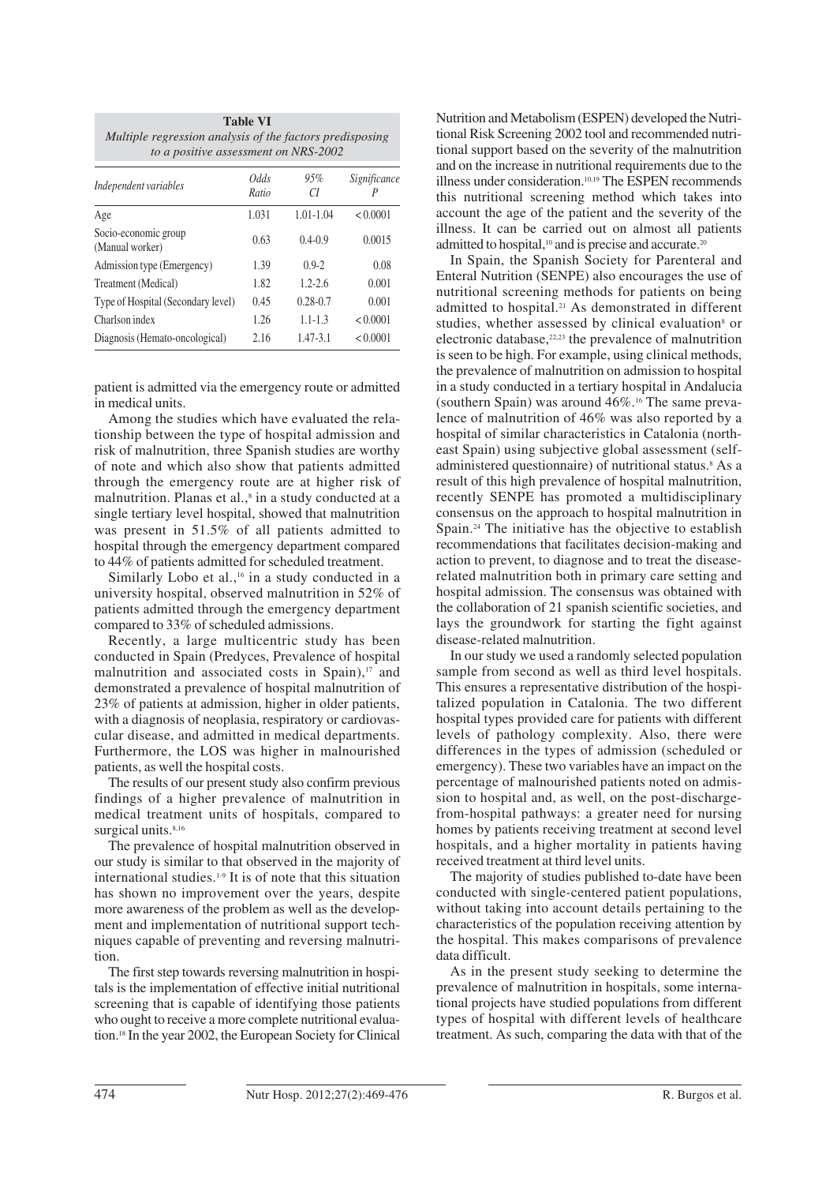**Table VI**
*Multiple regression analysis of the factors predisposing to a positive assessment on NRS-2002*

| *Independent variables* | *Odds Ratio* | *95% CI* | *Significance P* |
|---|---|---|---|
| Age | 1.031 | 1.01-1.04 | < 0.0001 |
| Socio-economic group (Manual worker) | 0.63 | 0.4-0.9 | 0.0015 |
| Admission type (Emergency) | 1.39 | 0.9-2 | 0.08 |
| Treatment (Medical) | 1.82 | 1.2-2.6 | 0.001 |
| Type of Hospital (Secondary level) | 0.45 | 0.28-0.7 | 0.001 |
| Charlson index | 1.26 | 1.1-1.3 | < 0.0001 |
| Diagnosis (Hemato-oncological) | 2.16 | 1.47-3.1 | < 0.0001 |

patient is admitted via the emergency route or admitted in medical units.

Among the studies which have evaluated the relationship between the type of hospital admission and risk of malnutrition, three Spanish studies are worthy of note and which also show that patients admitted through the emergency route are at higher risk of malnutrition. Planas et al.,[8] in a study conducted at a single tertiary level hospital, showed that malnutrition was present in 51.5% of all patients admitted to hospital through the emergency department compared to 44% of patients admitted for scheduled treatment.

Similarly Lobo et al.,[16] in a study conducted in a university hospital, observed malnutrition in 52% of patients admitted through the emergency department compared to 33% of scheduled admissions.

Recently, a large multicentric study has been conducted in Spain (Predyces, Prevalence of hospital malnutrition and associated costs in Spain),[17] and demonstrated a prevalence of hospital malnutrition of 23% of patients at admission, higher in older patients, with a diagnosis of neoplasia, respiratory or cardiovascular disease, and admitted in medical departments. Furthermore, the LOS was higher in malnourished patients, as well the hospital costs.

The results of our present study also confirm previous findings of a higher prevalence of malnutrition in medical treatment units of hospitals, compared to surgical units.[8,16]

The prevalence of hospital malnutrition observed in our study is similar to that observed in the majority of international studies.[1-9] It is of note that this situation has shown no improvement over the years, despite more awareness of the problem as well as the development and implementation of nutritional support techniques capable of preventing and reversing malnutrition.

The first step towards reversing malnutrition in hospitals is the implementation of effective initial nutritional screening that is capable of identifying those patients who ought to receive a more complete nutritional evaluation.[18] In the year 2002, the European Society for Clinical Nutrition and Metabolism (ESPEN) developed the Nutritional Risk Screening 2002 tool and recommended nutritional support based on the severity of the malnutrition and on the increase in nutritional requirements due to the illness under consideration.[10,19] The ESPEN recommends this nutritional screening method which takes into account the age of the patient and the severity of the illness. It can be carried out on almost all patients admitted to hospital,[10] and is precise and accurate.[20]

In Spain, the Spanish Society for Parenteral and Enteral Nutrition (SENPE) also encourages the use of nutritional screening methods for patients on being admitted to hospital.[21] As demonstrated in different studies, whether assessed by clinical evaluation[8] or electronic database,[22,23] the prevalence of malnutrition is seen to be high. For example, using clinical methods, the prevalence of malnutrition on admission to hospital in a study conducted in a tertiary hospital in Andalucia (southern Spain) was around 46%.[16] The same prevalence of malnutrition of 46% was also reported by a hospital of similar characteristics in Catalonia (northeast Spain) using subjective global assessment (self-administered questionnaire) of nutritional status.[8] As a result of this high prevalence of hospital malnutrition, recently SENPE has promoted a multidisciplinary consensus on the approach to hospital malnutrition in Spain.[24] The initiative has the objective to establish recommendations that facilitates decision-making and action to prevent, to diagnose and to treat the disease-related malnutrition both in primary care setting and hospital admission. The consensus was obtained with the collaboration of 21 spanish scientific societies, and lays the groundwork for starting the fight against disease-related malnutrition.

In our study we used a randomly selected population sample from second as well as third level hospitals. This ensures a representative distribution of the hospitalized population in Catalonia. The two different hospital types provided care for patients with different levels of pathology complexity. Also, there were differences in the types of admission (scheduled or emergency). These two variables have an impact on the percentage of malnourished patients noted on admission to hospital and, as well, on the post-discharge-from-hospital pathways: a greater need for nursing homes by patients receiving treatment at second level hospitals, and a higher mortality in patients having received treatment at third level units.

The majority of studies published to-date have been conducted with single-centered patient populations, without taking into account details pertaining to the characteristics of the population receiving attention by the hospital. This makes comparisons of prevalence data difficult.

As in the present study seeking to determine the prevalence of malnutrition in hospitals, some international projects have studied populations from different types of hospital with different levels of healthcare treatment. As such, comparing the data with that of the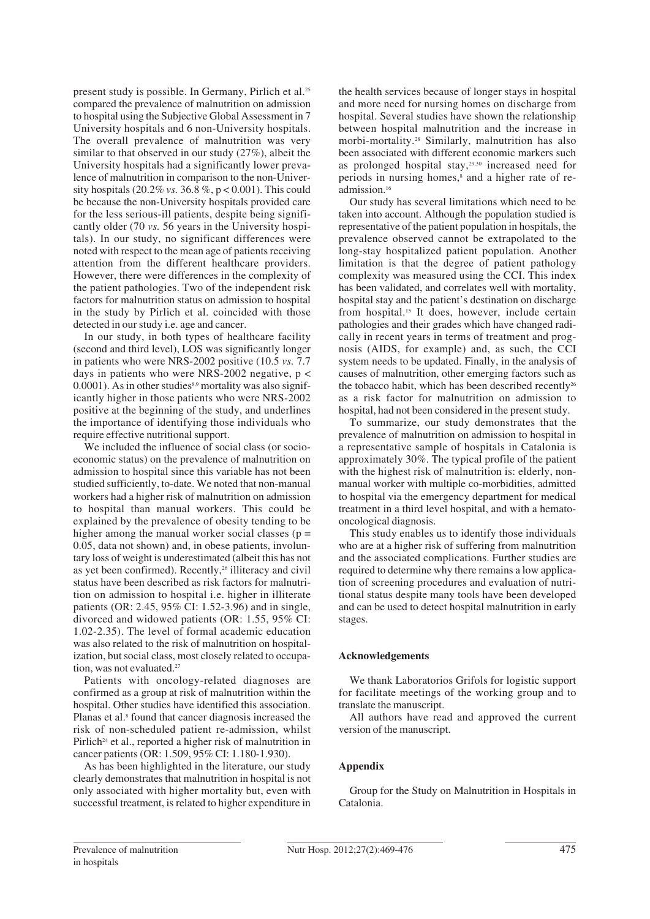present study is possible. In Germany, Pirlich et al.[25] compared the prevalence of malnutrition on admission to hospital using the Subjective Global Assessment in 7 University hospitals and 6 non-University hospitals. The overall prevalence of malnutrition was very similar to that observed in our study (27%), albeit the University hospitals had a significantly lower prevalence of malnutrition in comparison to the non-University hospitals (20.2% *vs.* 36.8 %, $p < 0.001$). This could be because the non-University hospitals provided care for the less serious-ill patients, despite being significantly older (70 *vs.* 56 years in the University hospitals). In our study, no significant differences were noted with respect to the mean age of patients receiving attention from the different healthcare providers. However, there were differences in the complexity of the patient pathologies. Two of the independent risk factors for malnutrition status on admission to hospital in the study by Pirlich et al. coincided with those detected in our study i.e. age and cancer.

In our study, in both types of healthcare facility (second and third level), LOS was significantly longer in patients who were NRS-2002 positive (10.5 *vs.* 7.7 days in patients who were NRS-2002 negative, $p < 0.0001$). As in other studies[8,9] mortality was also significantly higher in those patients who were NRS-2002 positive at the beginning of the study, and underlines the importance of identifying those individuals who require effective nutritional support.

We included the influence of social class (or socio-economic status) on the prevalence of malnutrition on admission to hospital since this variable has not been studied sufficiently, to-date. We noted that non-manual workers had a higher risk of malnutrition on admission to hospital than manual workers. This could be explained by the prevalence of obesity tending to be higher among the manual worker social classes ($p = 0.05$, data not shown) and, in obese patients, involuntary loss of weight is underestimated (albeit this has not as yet been confirmed). Recently,[26] illiteracy and civil status have been described as risk factors for malnutrition on admission to hospital i.e. higher in illiterate patients (OR: 2.45, 95% CI: 1.52-3.96) and in single, divorced and widowed patients (OR: 1.55, 95% CI: 1.02-2.35). The level of formal academic education was also related to the risk of malnutrition on hospitalization, but social class, most closely related to occupation, was not evaluated.[27]

Patients with oncology-related diagnoses are confirmed as a group at risk of malnutrition within the hospital. Other studies have identified this association. Planas et al.[8] found that cancer diagnosis increased the risk of non-scheduled patient re-admission, whilst Pirlich[24] et al., reported a higher risk of malnutrition in cancer patients (OR: 1.509, 95% CI: 1.180-1.930).

As has been highlighted in the literature, our study clearly demonstrates that malnutrition in hospital is not only associated with higher mortality but, even with successful treatment, is related to higher expenditure in the health services because of longer stays in hospital and more need for nursing homes on discharge from hospital. Several studies have shown the relationship between hospital malnutrition and the increase in morbi-mortality.[28] Similarly, malnutrition has also been associated with different economic markers such as prolonged hospital stay,[29,30] increased need for periods in nursing homes,[8] and a higher rate of re-admission.[16]

Our study has several limitations which need to be taken into account. Although the population studied is representative of the patient population in hospitals, the prevalence observed cannot be extrapolated to the long-stay hospitalized patient population. Another limitation is that the degree of patient pathology complexity was measured using the CCI. This index has been validated, and correlates well with mortality, hospital stay and the patient's destination on discharge from hospital.[15] It does, however, include certain pathologies and their grades which have changed radically in recent years in terms of treatment and prognosis (AIDS, for example) and, as such, the CCI system needs to be updated. Finally, in the analysis of causes of malnutrition, other emerging factors such as the tobacco habit, which has been described recently[26] as a risk factor for malnutrition on admission to hospital, had not been considered in the present study.

To summarize, our study demonstrates that the prevalence of malnutrition on admission to hospital in a representative sample of hospitals in Catalonia is approximately 30%. The typical profile of the patient with the highest risk of malnutrition is: elderly, non-manual worker with multiple co-morbidities, admitted to hospital via the emergency department for medical treatment in a third level hospital, and with a hemato-oncological diagnosis.

This study enables us to identify those individuals who are at a higher risk of suffering from malnutrition and the associated complications. Further studies are required to determine why there remains a low application of screening procedures and evaluation of nutritional status despite many tools have been developed and can be used to detect hospital malnutrition in early stages.

## Acknowledgements

We thank Laboratorios Grifols for logistic support for facilitate meetings of the working group and to translate the manuscript.

All authors have read and approved the current version of the manuscript.

## Appendix

Group for the Study on Malnutrition in Hospitals in Catalonia.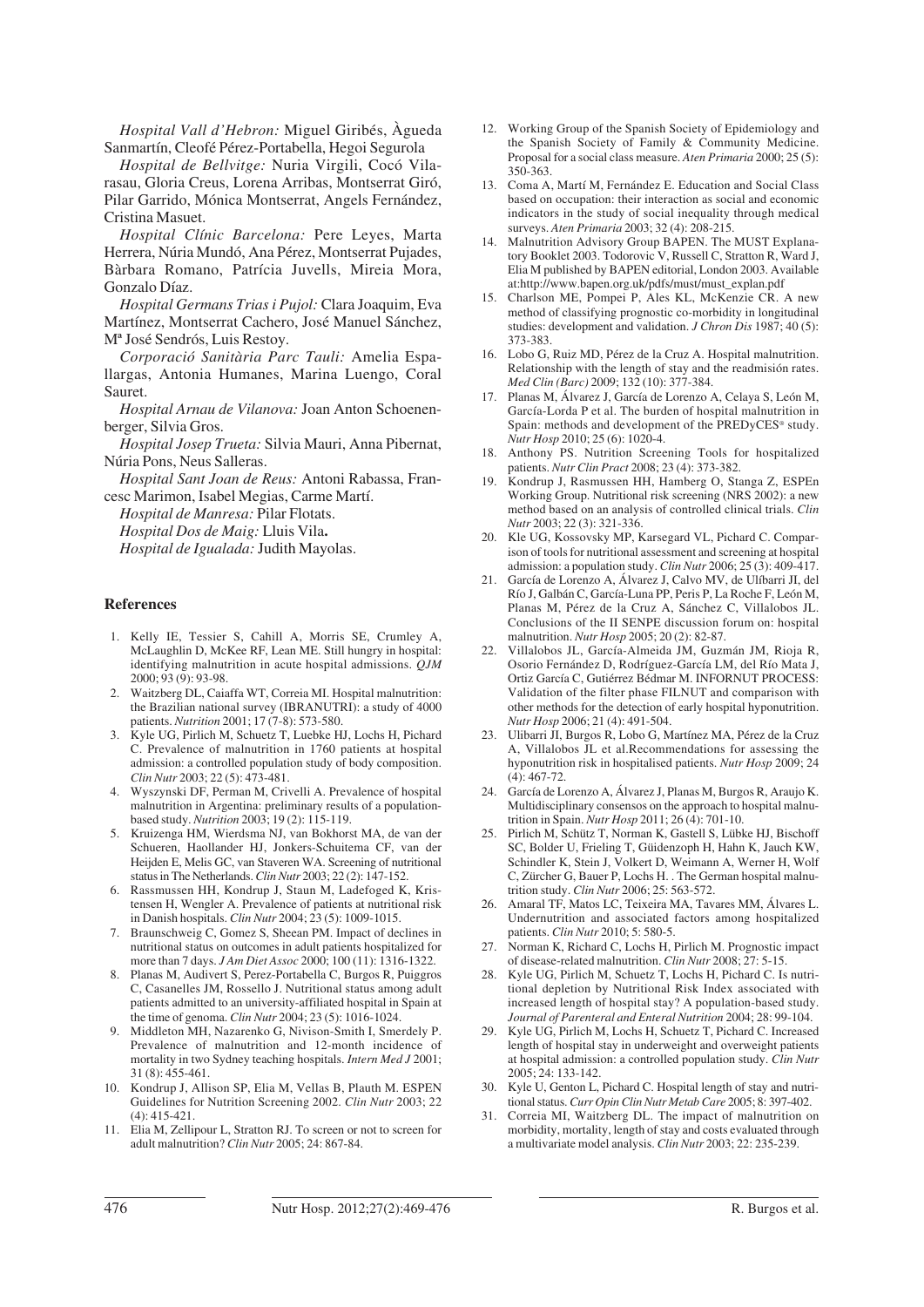*Hospital Vall d'Hebron:* Miguel Giribés, Àgueda Sanmartín, Cleofé Pérez-Portabella, Hegoi Segurola

*Hospital de Bellvitge:* Nuria Virgili, Cocó Vilarasau, Gloria Creus, Lorena Arribas, Montserrat Giró, Pilar Garrido, Mónica Montserrat, Angels Fernández, Cristina Masuet.

*Hospital Clínic Barcelona:* Pere Leyes, Marta Herrera, Núria Mundó, Ana Pérez, Montserrat Pujades, Bàrbara Romano, Patrícia Juvells, Mireia Mora, Gonzalo Díaz.

*Hospital Germans Trias i Pujol:* Clara Joaquim, Eva Martínez, Montserrat Cachero, José Manuel Sánchez, Mª José Sendrós, Luis Restoy.

*Corporació Sanitària Parc Tauli:* Amelia Espallargas, Antonia Humanes, Marina Luengo, Coral Sauret.

*Hospital Arnau de Vilanova:* Joan Anton Schoenenberger, Silvia Gros.

*Hospital Josep Trueta:* Silvia Mauri, Anna Pibernat, Núria Pons, Neus Salleras.

*Hospital Sant Joan de Reus:* Antoni Rabassa, Francesc Marimon, Isabel Megias, Carme Martí.

*Hospital de Manresa:* Pilar Flotats.

*Hospital Dos de Maig:* Lluis Vila**.**

*Hospital de Igualada:* Judith Mayolas.

## References

1. Kelly IE, Tessier S, Cahill A, Morris SE, Crumley A, McLaughlin D, McKee RF, Lean ME. Still hungry in hospital: identifying malnutrition in acute hospital admissions. *QJM* 2000; 93 (9): 93-98.
2. Waitzberg DL, Caiaffa WT, Correia MI. Hospital malnutrition: the Brazilian national survey (IBRANUTRI): a study of 4000 patients. *Nutrition* 2001; 17 (7-8): 573-580.
3. Kyle UG, Pirlich M, Schuetz T, Luebke HJ, Lochs H, Pichard C. Prevalence of malnutrition in 1760 patients at hospital admission: a controlled population study of body composition. *Clin Nutr* 2003; 22 (5): 473-481.
4. Wyszynski DF, Perman M, Crivelli A. Prevalence of hospital malnutrition in Argentina: preliminary results of a population-based study. *Nutrition* 2003; 19 (2): 115-119.
5. Kruizenga HM, Wierdsma NJ, van Bokhorst MA, de van der Schueren, Haollander HJ, Jonkers-Schuitema CF, van der Heijden E, Melis GC, van Staveren WA. Screening of nutritional status in The Netherlands. *Clin Nutr* 2003; 22 (2): 147-152.
6. Rassmussen HH, Kondrup J, Staun M, Ladefoged K, Kristensen H, Wengler A. Prevalence of patients at nutritional risk in Danish hospitals. *Clin Nutr* 2004; 23 (5): 1009-1015.
7. Braunschweig C, Gomez S, Sheean PM. Impact of declines in nutritional status on outcomes in adult patients hospitalized for more than 7 days. *J Am Diet Assoc* 2000; 100 (11): 1316-1322.
8. Planas M, Audivert S, Perez-Portabella C, Burgos R, Puiggros C, Casanelles JM, Rossello J. Nutritional status among adult patients admitted to an university-affiliated hospital in Spain at the time of genoma. *Clin Nutr* 2004; 23 (5): 1016-1024.
9. Middleton MH, Nazarenko G, Nivison-Smith I, Smerdely P. Prevalence of malnutrition and 12-month incidence of mortality in two Sydney teaching hospitals. *Intern Med J* 2001; 31 (8): 455-461.
10. Kondrup J, Allison SP, Elia M, Vellas B, Plauth M. ESPEN Guidelines for Nutrition Screening 2002. *Clin Nutr* 2003; 22 (4): 415-421.
11. Elia M, Zellipour L, Stratton RJ. To screen or not to screen for adult malnutrition? *Clin Nutr* 2005; 24: 867-84.
12. Working Group of the Spanish Society of Epidemiology and the Spanish Society of Family & Community Medicine. Proposal for a social class measure. *Aten Primaria* 2000; 25 (5): 350-363.
13. Coma A, Martí M, Fernández E. Education and Social Class based on occupation: their interaction as social and economic indicators in the study of social inequality through medical surveys. *Aten Primaria* 2003; 32 (4): 208-215.
14. Malnutrition Advisory Group BAPEN. The MUST Explanatory Booklet 2003. Todorovic V, Russell C, Stratton R, Ward J, Elia M published by BAPEN editorial, London 2003. Available at:http://www.bapen.org.uk/pdfs/must/must_explan.pdf
15. Charlson ME, Pompei P, Ales KL, McKenzie CR. A new method of classifying prognostic co-morbidity in longitudinal studies: development and validation. *J Chron Dis* 1987; 40 (5): 373-383.
16. Lobo G, Ruiz MD, Pérez de la Cruz A. Hospital malnutrition. Relationship with the length of stay and the readmisión rates. *Med Clin (Barc)* 2009; 132 (10): 377-384.
17. Planas M, Álvarez J, García de Lorenzo A, Celaya S, León M, García-Lorda P et al. The burden of hospital malnutrition in Spain: methods and development of the PREDyCES® study. *Nutr Hosp* 2010; 25 (6): 1020-4.
18. Anthony PS. Nutrition Screening Tools for hospitalized patients. *Nutr Clin Pract* 2008; 23 (4): 373-382.
19. Kondrup J, Rasmussen HH, Hamberg O, Stanga Z, ESPEn Working Group. Nutritional risk screening (NRS 2002): a new method based on an analysis of controlled clinical trials. *Clin Nutr* 2003; 22 (3): 321-336.
20. Kle UG, Kossovsky MP, Karsegard VL, Pichard C. Comparison of tools for nutritional assessment and screening at hospital admission: a population study. *Clin Nutr* 2006; 25 (3): 409-417.
21. García de Lorenzo A, Álvarez J, Calvo MV, de Ulíbarri JI, del Río J, Galbán C, García-Luna PP, Peris P, La Roche F, León M, Planas M, Pérez de la Cruz A, Sánchez C, Villalobos JL. Conclusions of the II SENPE discussion forum on: hospital malnutrition. *Nutr Hosp* 2005; 20 (2): 82-87.
22. Villalobos JL, García-Almeida JM, Guzmán JM, Rioja R, Osorio Fernández D, Rodríguez-García LM, del Río Mata J, Ortiz García C, Gutiérrez Bédmar M. INFORNUT PROCESS: Validation of the filter phase FILNUT and comparison with other methods for the detection of early hospital hyponutrition. *Nutr Hosp* 2006; 21 (4): 491-504.
23. Ulibarri JI, Burgos R, Lobo G, Martínez MA, Pérez de la Cruz A, Villalobos JL et al.Recommendations for assessing the hyponutrition risk in hospitalised patients. *Nutr Hosp* 2009; 24 (4): 467-72.
24. García de Lorenzo A, Álvarez J, Planas M, Burgos R, Araujo K. Multidisciplinary consensos on the approach to hospital malnutrition in Spain. *Nutr Hosp* 2011; 26 (4): 701-10.
25. Pirlich M, Schütz T, Norman K, Gastell S, Lübke HJ, Bischoff SC, Bolder U, Frieling T, Güidenzoph H, Hahn K, Jauch KW, Schindler K, Stein J, Volkert D, Weimann A, Werner H, Wolf C, Zürcher G, Bauer P, Lochs H. . The German hospital malnutrition study. *Clin Nutr* 2006; 25: 563-572.
26. Amaral TF, Matos LC, Teixeira MA, Tavares MM, Álvares L. Undernutrition and associated factors among hospitalized patients. *Clin Nutr* 2010; 5: 580-5.
27. Norman K, Richard C, Lochs H, Pirlich M. Prognostic impact of disease-related malnutrition. *Clin Nutr* 2008; 27: 5-15.
28. Kyle UG, Pirlich M, Schuetz T, Lochs H, Pichard C. Is nutritional depletion by Nutritional Risk Index associated with increased length of hospital stay? A population-based study. *Journal of Parenteral and Enteral Nutrition* 2004; 28: 99-104.
29. Kyle UG, Pirlich M, Lochs H, Schuetz T, Pichard C. Increased length of hospital stay in underweight and overweight patients at hospital admission: a controlled population study. *Clin Nutr* 2005; 24: 133-142.
30. Kyle U, Genton L, Pichard C. Hospital length of stay and nutritional status. *Curr Opin Clin Nutr Metab Care* 2005; 8: 397-402.
31. Correia MI, Waitzberg DL. The impact of malnutrition on morbidity, mortality, length of stay and costs evaluated through a multivariate model analysis. *Clin Nutr* 2003; 22: 235-239.